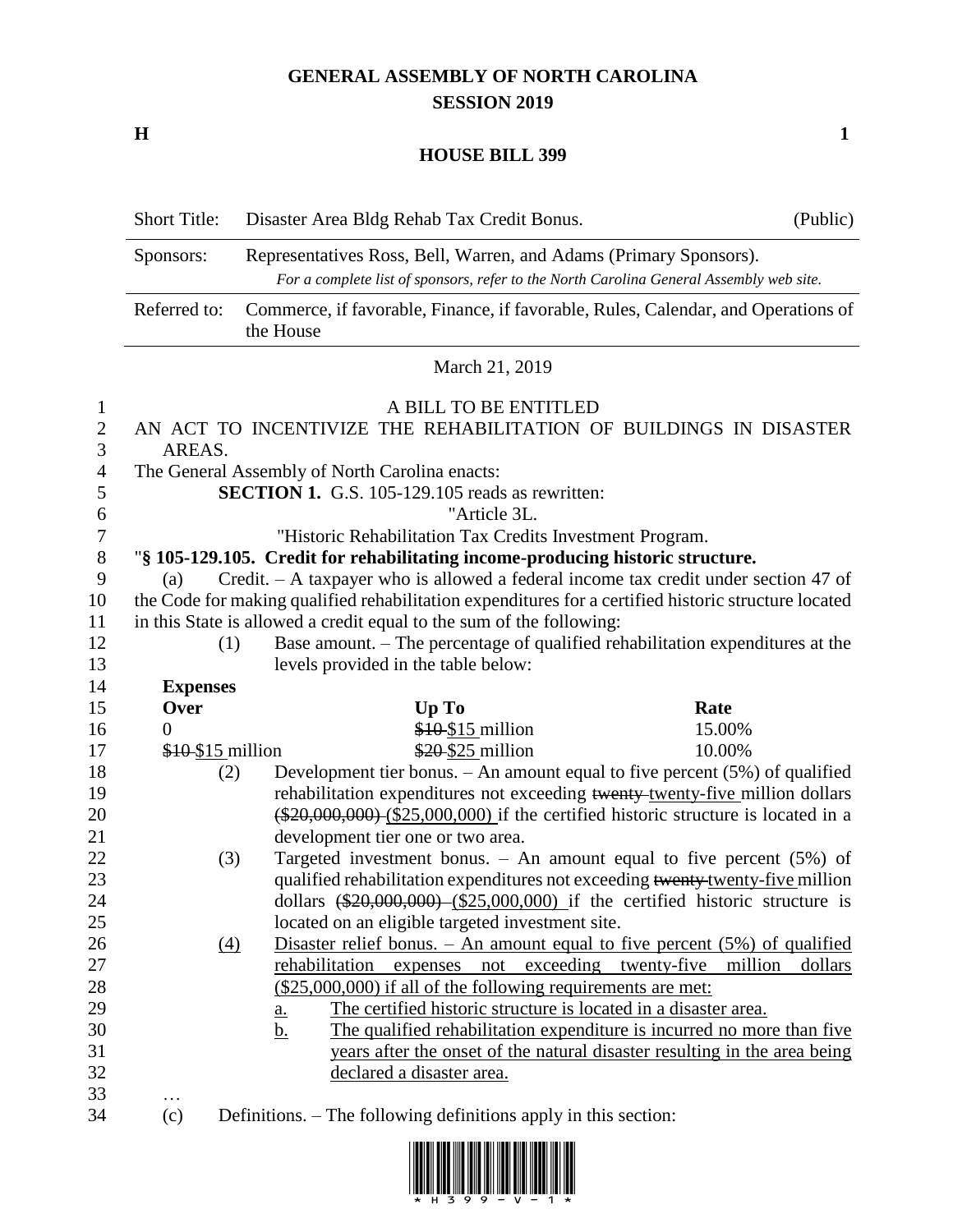# GENERAL ASSEMBLY OF NORTH CAROLINA
## SESSION 2019

**H** **1**

## HOUSE BILL 399

| | | |
|---|---|---|
| Short Title: | Disaster Area Bldg Rehab Tax Credit Bonus. | (Public) |
| Sponsors: | Representatives Ross, Bell, Warren, and Adams (Primary Sponsors). *For a complete list of sponsors, refer to the North Carolina General Assembly web site.* | |
| Referred to: | Commerce, if favorable, Finance, if favorable, Rules, Calendar, and Operations of the House | |

March 21, 2019

A BILL TO BE ENTITLED

AN ACT TO INCENTIVIZE THE REHABILITATION OF BUILDINGS IN DISASTER AREAS.

The General Assembly of North Carolina enacts:

**SECTION 1.** G.S. 105-129.105 reads as rewritten:

"Article 3L.

"Historic Rehabilitation Tax Credits Investment Program.

"**§ 105-129.105. Credit for rehabilitating income-producing historic structure.**

(a) Credit. – A taxpayer who is allowed a federal income tax credit under section 47 of the Code for making qualified rehabilitation expenditures for a certified historic structure located in this State is allowed a credit equal to the sum of the following:

(1) Base amount. – The percentage of qualified rehabilitation expenditures at the levels provided in the table below:

| **Expenses Over** | **Up To** | **Rate** |
|---|---|---|
| 0 | ~~$10~~ <u>$15</u> million | 15.00% |
| ~~$10~~ <u>$15</u> million | ~~$20~~ <u>$25</u> million | 10.00% |

(2) Development tier bonus. – An amount equal to five percent (5%) of qualified rehabilitation expenditures not exceeding ~~twenty~~ <u>twenty-five</u> million dollars ~~($20,000,000)~~ <u>($25,000,000)</u> if the certified historic structure is located in a development tier one or two area.

(3) Targeted investment bonus. – An amount equal to five percent (5%) of qualified rehabilitation expenditures not exceeding ~~twenty~~ <u>twenty-five</u> million dollars ~~($20,000,000)~~ <u>($25,000,000)</u> if the certified historic structure is located on an eligible targeted investment site.

<u>(4) Disaster relief bonus. – An amount equal to five percent (5%) of qualified rehabilitation expenses not exceeding twenty-five million dollars ($25,000,000) if all of the following requirements are met:</u>

<u>a. The certified historic structure is located in a disaster area.</u>

<u>b. The qualified rehabilitation expenditure is incurred no more than five years after the onset of the natural disaster resulting in the area being declared a disaster area.</u>

…

(c) Definitions. – The following definitions apply in this section: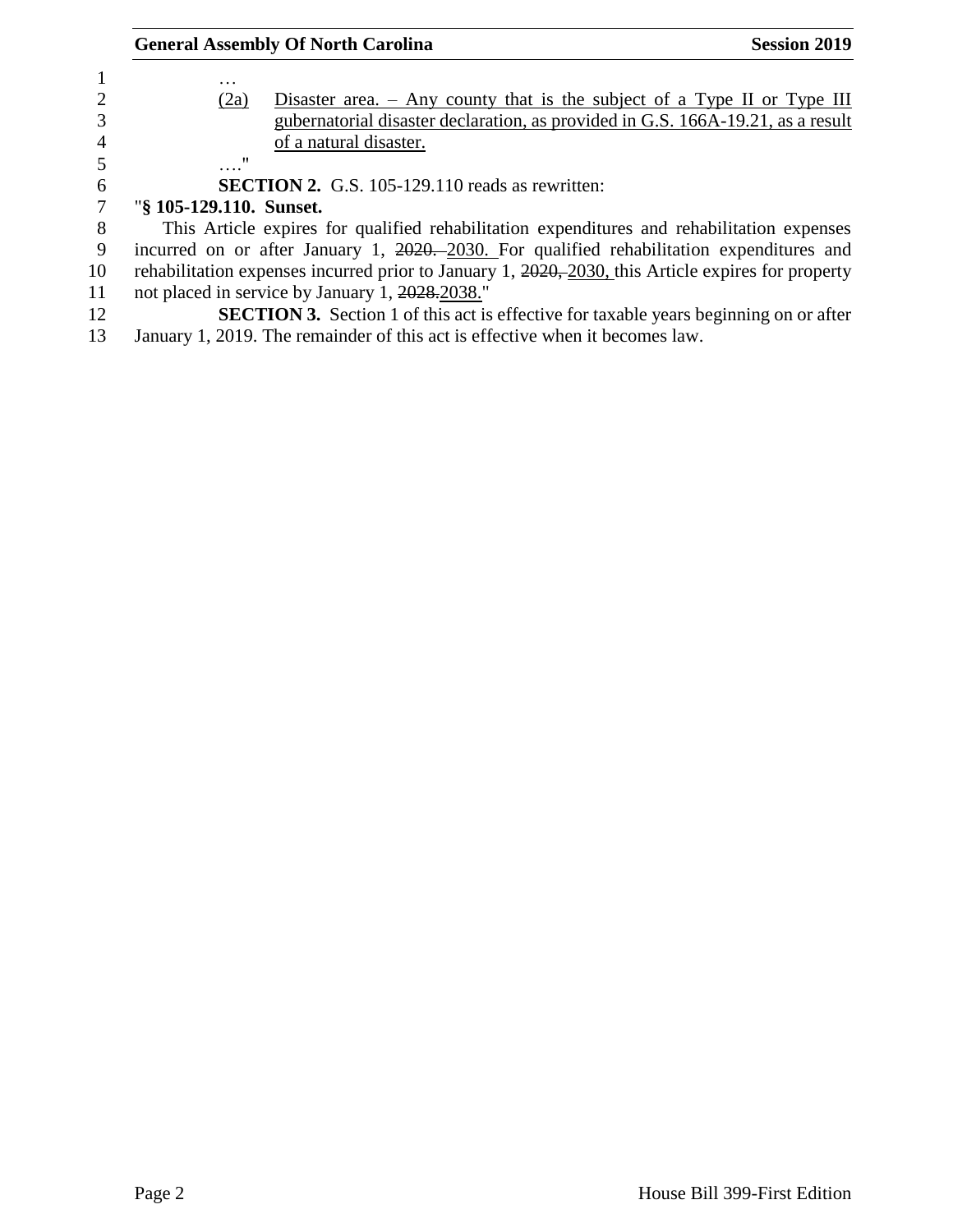…

(2a) Disaster area. – Any county that is the subject of a Type II or Type III gubernatorial disaster declaration, as provided in G.S. 166A-19.21, as a result of a natural disaster.

…."

**SECTION 2.** G.S. 105-129.110 reads as rewritten:

"**§ 105-129.110. Sunset.**

This Article expires for qualified rehabilitation expenditures and rehabilitation expenses incurred on or after January 1, ~~2020.~~ 2030. For qualified rehabilitation expenditures and rehabilitation expenses incurred prior to January 1, ~~2020,~~ 2030, this Article expires for property not placed in service by January 1, ~~2028.~~2038."

**SECTION 3.** Section 1 of this act is effective for taxable years beginning on or after January 1, 2019. The remainder of this act is effective when it becomes law.